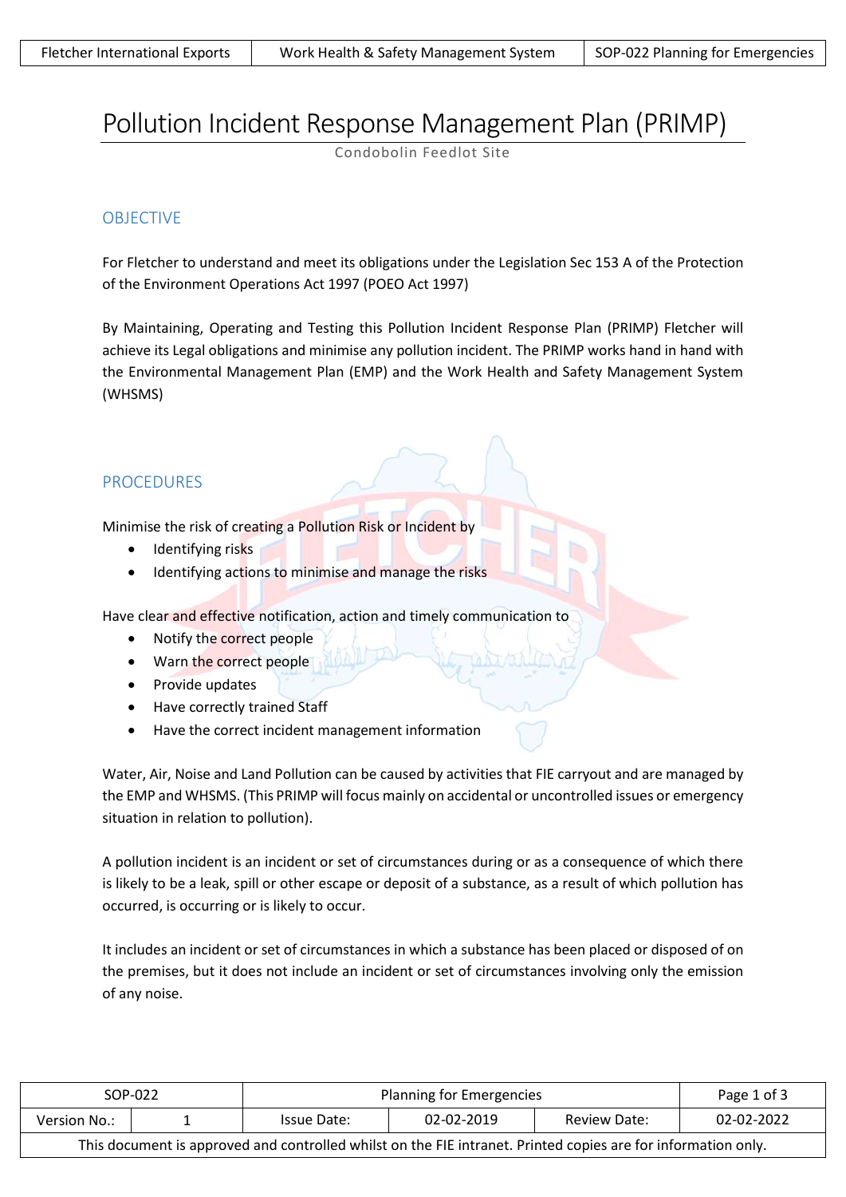# Pollution Incident Response Management Plan (PRIMP)

Condobolin Feedlot Site

## OBJECTIVE

For Fletcher to understand and meet its obligations under the Legislation Sec 153 A of the Protection of the Environment Operations Act 1997 (POEO Act 1997)

By Maintaining, Operating and Testing this Pollution Incident Response Plan (PRIMP) Fletcher will achieve its Legal obligations and minimise any pollution incident. The PRIMP works hand in hand with the Environmental Management Plan (EMP) and the Work Health and Safety Management System (WHSMS)

## PROCEDURES

Minimise the risk of creating a Pollution Risk or Incident by

- Identifying risks
- Identifying actions to minimise and manage the risks

Have clear and effective notification, action and timely communication to

- Notify the correct people
- Warn the correct people
- Provide updates
- Have correctly trained Staff
- Have the correct incident management information

Water, Air, Noise and Land Pollution can be caused by activities that FIE carryout and are managed by the EMP and WHSMS. (This PRIMP will focus mainly on accidental or uncontrolled issues or emergency situation in relation to pollution).

A pollution incident is an incident or set of circumstances during or as a consequence of which there is likely to be a leak, spill or other escape or deposit of a substance, as a result of which pollution has occurred, is occurring or is likely to occur.

It includes an incident or set of circumstances in which a substance has been placed or disposed of on the premises, but it does not include an incident or set of circumstances involving only the emission of any noise.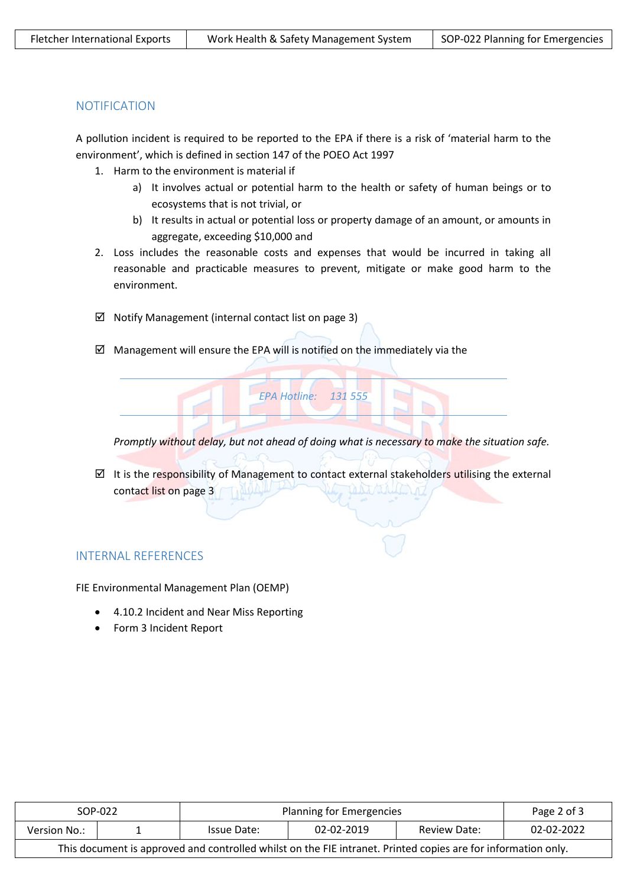## NOTIFICATION

A pollution incident is required to be reported to the EPA if there is a risk of 'material harm to the environment', which is defined in section 147 of the POEO Act 1997

1. Harm to the environment is material if
   a) It involves actual or potential harm to the health or safety of human beings or to ecosystems that is not trivial, or
   b) It results in actual or potential loss or property damage of an amount, or amounts in aggregate, exceeding $10,000 and
2. Loss includes the reasonable costs and expenses that would be incurred in taking all reasonable and practicable measures to prevent, mitigate or make good harm to the environment.

☑ Notify Management (internal contact list on page 3)

☑ Management will ensure the EPA will is notified on the immediately via the

---

*EPA Hotline: 131 555*

---

*Promptly without delay, but not ahead of doing what is necessary to make the situation safe.*

☑ It is the responsibility of Management to contact external stakeholders utilising the external contact list on page 3

## INTERNAL REFERENCES

FIE Environmental Management Plan (OEMP)

- 4.10.2 Incident and Near Miss Reporting
- Form 3 Incident Report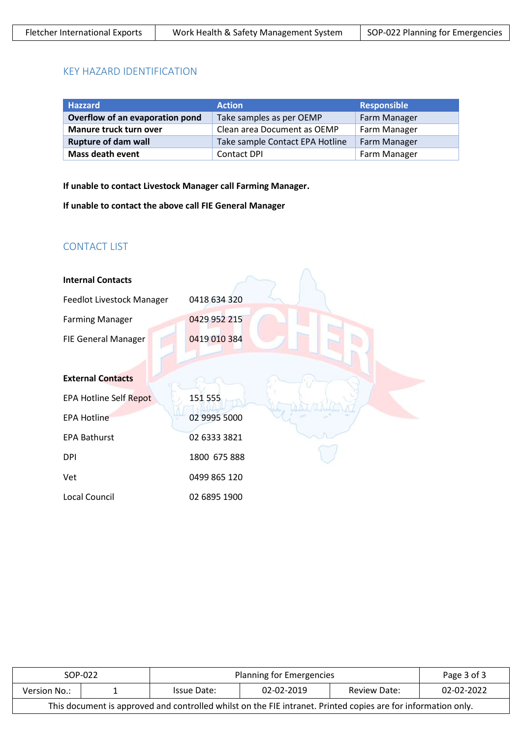## KEY HAZARD IDENTIFICATION

| Hazzard | Action | Responsible |
| --- | --- | --- |
| **Overflow of an evaporation pond** | Take samples as per OEMP | Farm Manager |
| **Manure truck turn over** | Clean area Document as OEMP | Farm Manager |
| **Rupture of dam wall** | Take sample Contact EPA Hotline | Farm Manager |
| **Mass death event** | Contact DPI | Farm Manager |

**If unable to contact Livestock Manager call Farming Manager.**

**If unable to contact the above call FIE General Manager**

## CONTACT LIST

**Internal Contacts**

| | |
| --- | --- |
| Feedlot Livestock Manager | 0418 634 320 |
| Farming Manager | 0429 952 215 |
| FIE General Manager | 0419 010 384 |

**External Contacts**

| | |
| --- | --- |
| EPA Hotline Self Repot | 151 555 |
| EPA Hotline | 02 9995 5000 |
| EPA Bathurst | 02 6333 3821 |
| DPI | 1800 675 888 |
| Vet | 0499 865 120 |
| Local Council | 02 6895 1900 |